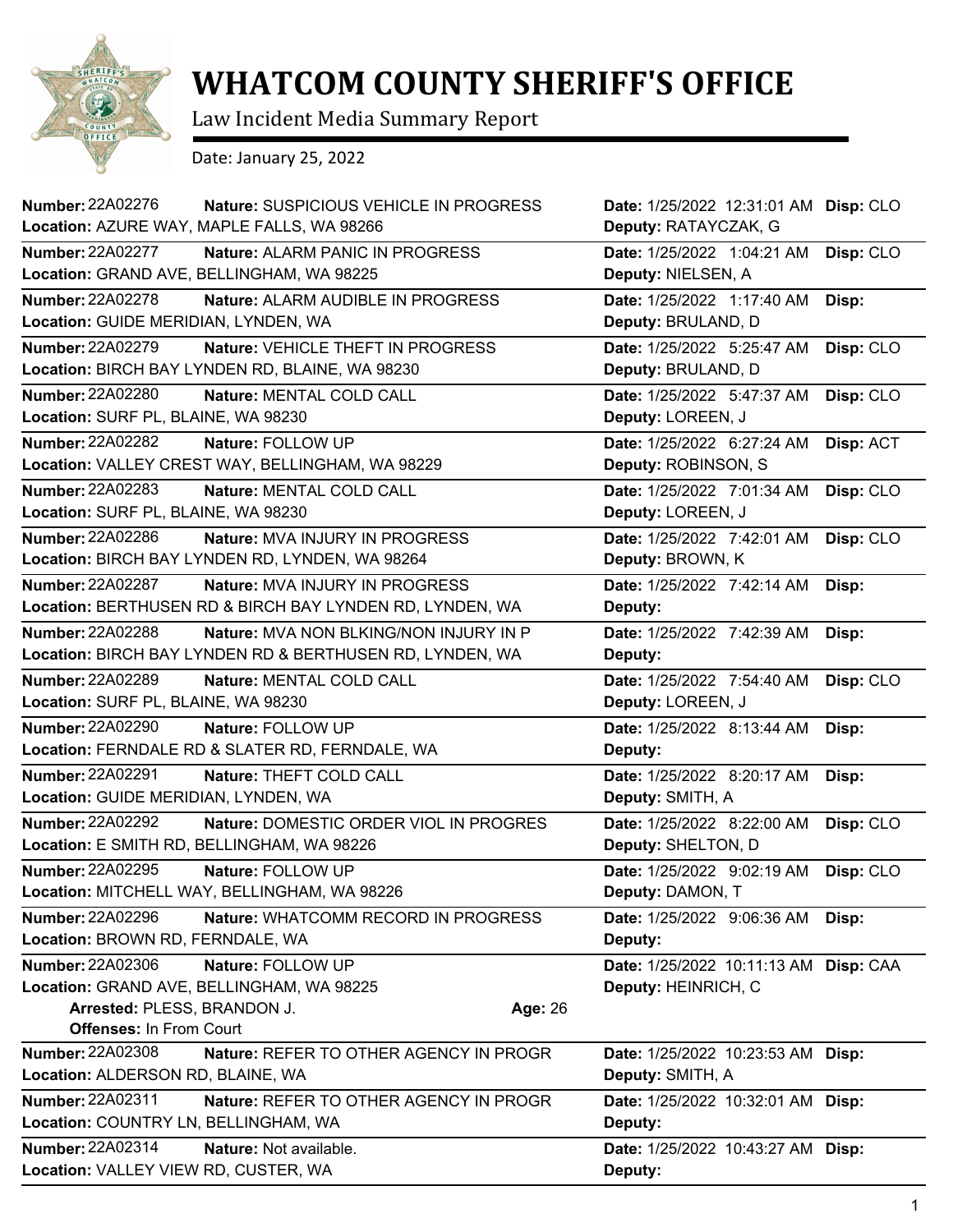# WHATCOM COUNTY SHERIFF'S OFFICE

Law Incident Media Summary Report

Date: January 25, 2022

---

**Number:** 22A02276 **Nature:** SUSPICIOUS VEHICLE IN PROGRESS **Date:** 1/25/2022 12:31:01 AM **Disp:** CLO
**Location:** AZURE WAY, MAPLE FALLS, WA 98266 **Deputy:** RATAYCZAK, G

---

**Number:** 22A02277 **Nature:** ALARM PANIC IN PROGRESS **Date:** 1/25/2022 1:04:21 AM **Disp:** CLO
**Location:** GRAND AVE, BELLINGHAM, WA 98225 **Deputy:** NIELSEN, A

---

**Number:** 22A02278 **Nature:** ALARM AUDIBLE IN PROGRESS **Date:** 1/25/2022 1:17:40 AM **Disp:**
**Location:** GUIDE MERIDIAN, LYNDEN, WA **Deputy:** BRULAND, D

---

**Number:** 22A02279 **Nature:** VEHICLE THEFT IN PROGRESS **Date:** 1/25/2022 5:25:47 AM **Disp:** CLO
**Location:** BIRCH BAY LYNDEN RD, BLAINE, WA 98230 **Deputy:** BRULAND, D

---

**Number:** 22A02280 **Nature:** MENTAL COLD CALL **Date:** 1/25/2022 5:47:37 AM **Disp:** CLO
**Location:** SURF PL, BLAINE, WA 98230 **Deputy:** LOREEN, J

---

**Number:** 22A02282 **Nature:** FOLLOW UP **Date:** 1/25/2022 6:27:24 AM **Disp:** ACT
**Location:** VALLEY CREST WAY, BELLINGHAM, WA 98229 **Deputy:** ROBINSON, S

---

**Number:** 22A02283 **Nature:** MENTAL COLD CALL **Date:** 1/25/2022 7:01:34 AM **Disp:** CLO
**Location:** SURF PL, BLAINE, WA 98230 **Deputy:** LOREEN, J

---

**Number:** 22A02286 **Nature:** MVA INJURY IN PROGRESS **Date:** 1/25/2022 7:42:01 AM **Disp:** CLO
**Location:** BIRCH BAY LYNDEN RD, LYNDEN, WA 98264 **Deputy:** BROWN, K

---

**Number:** 22A02287 **Nature:** MVA INJURY IN PROGRESS **Date:** 1/25/2022 7:42:14 AM **Disp:**
**Location:** BERTHUSEN RD & BIRCH BAY LYNDEN RD, LYNDEN, WA **Deputy:**

---

**Number:** 22A02288 **Nature:** MVA NON BLKING/NON INJURY IN P **Date:** 1/25/2022 7:42:39 AM **Disp:**
**Location:** BIRCH BAY LYNDEN RD & BERTHUSEN RD, LYNDEN, WA **Deputy:**

---

**Number:** 22A02289 **Nature:** MENTAL COLD CALL **Date:** 1/25/2022 7:54:40 AM **Disp:** CLO
**Location:** SURF PL, BLAINE, WA 98230 **Deputy:** LOREEN, J

---

**Number:** 22A02290 **Nature:** FOLLOW UP **Date:** 1/25/2022 8:13:44 AM **Disp:**
**Location:** FERNDALE RD & SLATER RD, FERNDALE, WA **Deputy:**

---

**Number:** 22A02291 **Nature:** THEFT COLD CALL **Date:** 1/25/2022 8:20:17 AM **Disp:**
**Location:** GUIDE MERIDIAN, LYNDEN, WA **Deputy:** SMITH, A

---

**Number:** 22A02292 **Nature:** DOMESTIC ORDER VIOL IN PROGRES **Date:** 1/25/2022 8:22:00 AM **Disp:** CLO
**Location:** E SMITH RD, BELLINGHAM, WA 98226 **Deputy:** SHELTON, D

---

**Number:** 22A02295 **Nature:** FOLLOW UP **Date:** 1/25/2022 9:02:19 AM **Disp:** CLO
**Location:** MITCHELL WAY, BELLINGHAM, WA 98226 **Deputy:** DAMON, T

---

**Number:** 22A02296 **Nature:** WHATCOMM RECORD IN PROGRESS **Date:** 1/25/2022 9:06:36 AM **Disp:**
**Location:** BROWN RD, FERNDALE, WA **Deputy:**

---

**Number:** 22A02306 **Nature:** FOLLOW UP **Date:** 1/25/2022 10:11:13 AM **Disp:** CAA
**Location:** GRAND AVE, BELLINGHAM, WA 98225 **Deputy:** HEINRICH, C
**Arrested:** PLESS, BRANDON J. **Age:** 26
**Offenses:** In From Court

---

**Number:** 22A02308 **Nature:** REFER TO OTHER AGENCY IN PROGR **Date:** 1/25/2022 10:23:53 AM **Disp:**
**Location:** ALDERSON RD, BLAINE, WA **Deputy:** SMITH, A

---

**Number:** 22A02311 **Nature:** REFER TO OTHER AGENCY IN PROGR **Date:** 1/25/2022 10:32:01 AM **Disp:**
**Location:** COUNTRY LN, BELLINGHAM, WA **Deputy:**

---

**Number:** 22A02314 **Nature:** Not available. **Date:** 1/25/2022 10:43:27 AM **Disp:**
**Location:** VALLEY VIEW RD, CUSTER, WA **Deputy:**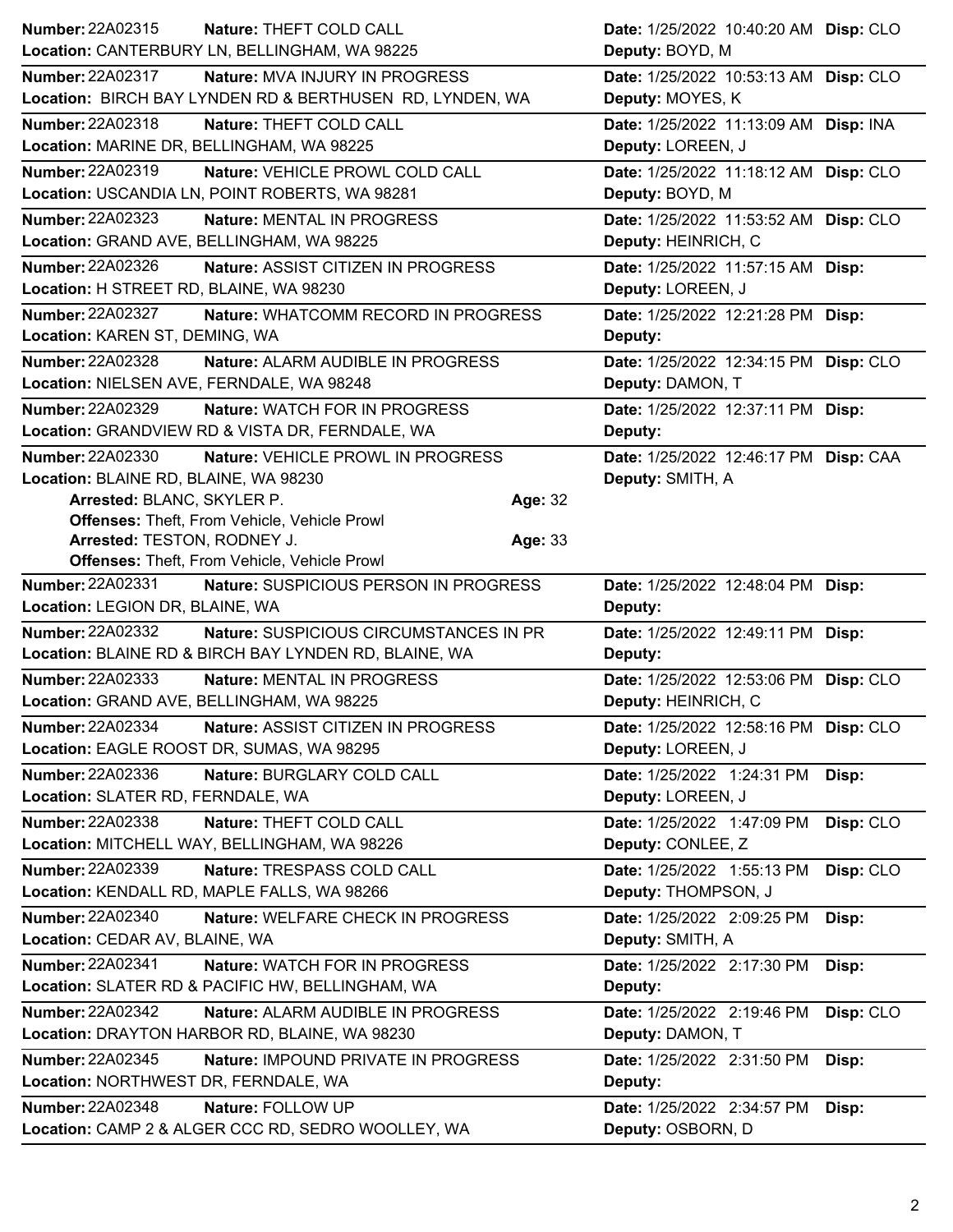**Number:** 22A02315 **Nature:** THEFT COLD CALL **Date:** 1/25/2022 10:40:20 AM **Disp:** CLO
**Location:** CANTERBURY LN, BELLINGHAM, WA 98225 **Deputy:** BOYD, M

---

**Number:** 22A02317 **Nature:** MVA INJURY IN PROGRESS **Date:** 1/25/2022 10:53:13 AM **Disp:** CLO
**Location:** BIRCH BAY LYNDEN RD & BERTHUSEN RD, LYNDEN, WA **Deputy:** MOYES, K

---

**Number:** 22A02318 **Nature:** THEFT COLD CALL **Date:** 1/25/2022 11:13:09 AM **Disp:** INA
**Location:** MARINE DR, BELLINGHAM, WA 98225 **Deputy:** LOREEN, J

---

**Number:** 22A02319 **Nature:** VEHICLE PROWL COLD CALL **Date:** 1/25/2022 11:18:12 AM **Disp:** CLO
**Location:** USCANDIA LN, POINT ROBERTS, WA 98281 **Deputy:** BOYD, M

---

**Number:** 22A02323 **Nature:** MENTAL IN PROGRESS **Date:** 1/25/2022 11:53:52 AM **Disp:** CLO
**Location:** GRAND AVE, BELLINGHAM, WA 98225 **Deputy:** HEINRICH, C

---

**Number:** 22A02326 **Nature:** ASSIST CITIZEN IN PROGRESS **Date:** 1/25/2022 11:57:15 AM **Disp:**
**Location:** H STREET RD, BLAINE, WA 98230 **Deputy:** LOREEN, J

---

**Number:** 22A02327 **Nature:** WHATCOMM RECORD IN PROGRESS **Date:** 1/25/2022 12:21:28 PM **Disp:**
**Location:** KAREN ST, DEMING, WA **Deputy:**

---

**Number:** 22A02328 **Nature:** ALARM AUDIBLE IN PROGRESS **Date:** 1/25/2022 12:34:15 PM **Disp:** CLO
**Location:** NIELSEN AVE, FERNDALE, WA 98248 **Deputy:** DAMON, T

---

**Number:** 22A02329 **Nature:** WATCH FOR IN PROGRESS **Date:** 1/25/2022 12:37:11 PM **Disp:**
**Location:** GRANDVIEW RD & VISTA DR, FERNDALE, WA **Deputy:**

---

**Number:** 22A02330 **Nature:** VEHICLE PROWL IN PROGRESS **Date:** 1/25/2022 12:46:17 PM **Disp:** CAA
**Location:** BLAINE RD, BLAINE, WA 98230 **Deputy:** SMITH, A

**Arrested:** BLANC, SKYLER P. **Age:** 32
**Offenses:** Theft, From Vehicle, Vehicle Prowl
**Arrested:** TESTON, RODNEY J. **Age:** 33
**Offenses:** Theft, From Vehicle, Vehicle Prowl

---

**Number:** 22A02331 **Nature:** SUSPICIOUS PERSON IN PROGRESS **Date:** 1/25/2022 12:48:04 PM **Disp:**
**Location:** LEGION DR, BLAINE, WA **Deputy:**

---

**Number:** 22A02332 **Nature:** SUSPICIOUS CIRCUMSTANCES IN PR **Date:** 1/25/2022 12:49:11 PM **Disp:**
**Location:** BLAINE RD & BIRCH BAY LYNDEN RD, BLAINE, WA **Deputy:**

---

**Number:** 22A02333 **Nature:** MENTAL IN PROGRESS **Date:** 1/25/2022 12:53:06 PM **Disp:** CLO
**Location:** GRAND AVE, BELLINGHAM, WA 98225 **Deputy:** HEINRICH, C

---

**Number:** 22A02334 **Nature:** ASSIST CITIZEN IN PROGRESS **Date:** 1/25/2022 12:58:16 PM **Disp:** CLO
**Location:** EAGLE ROOST DR, SUMAS, WA 98295 **Deputy:** LOREEN, J

---

**Number:** 22A02336 **Nature:** BURGLARY COLD CALL **Date:** 1/25/2022 1:24:31 PM **Disp:**
**Location:** SLATER RD, FERNDALE, WA **Deputy:** LOREEN, J

---

**Number:** 22A02338 **Nature:** THEFT COLD CALL **Date:** 1/25/2022 1:47:09 PM **Disp:** CLO
**Location:** MITCHELL WAY, BELLINGHAM, WA 98226 **Deputy:** CONLEE, Z

---

**Number:** 22A02339 **Nature:** TRESPASS COLD CALL **Date:** 1/25/2022 1:55:13 PM **Disp:** CLO
**Location:** KENDALL RD, MAPLE FALLS, WA 98266 **Deputy:** THOMPSON, J

---

**Number:** 22A02340 **Nature:** WELFARE CHECK IN PROGRESS **Date:** 1/25/2022 2:09:25 PM **Disp:**
**Location:** CEDAR AV, BLAINE, WA **Deputy:** SMITH, A

---

**Number:** 22A02341 **Nature:** WATCH FOR IN PROGRESS **Date:** 1/25/2022 2:17:30 PM **Disp:**
**Location:** SLATER RD & PACIFIC HW, BELLINGHAM, WA **Deputy:**

---

**Number:** 22A02342 **Nature:** ALARM AUDIBLE IN PROGRESS **Date:** 1/25/2022 2:19:46 PM **Disp:** CLO
**Location:** DRAYTON HARBOR RD, BLAINE, WA 98230 **Deputy:** DAMON, T

---

**Number:** 22A02345 **Nature:** IMPOUND PRIVATE IN PROGRESS **Date:** 1/25/2022 2:31:50 PM **Disp:**
**Location:** NORTHWEST DR, FERNDALE, WA **Deputy:**

---

**Number:** 22A02348 **Nature:** FOLLOW UP **Date:** 1/25/2022 2:34:57 PM **Disp:**
**Location:** CAMP 2 & ALGER CCC RD, SEDRO WOOLLEY, WA **Deputy:** OSBORN, D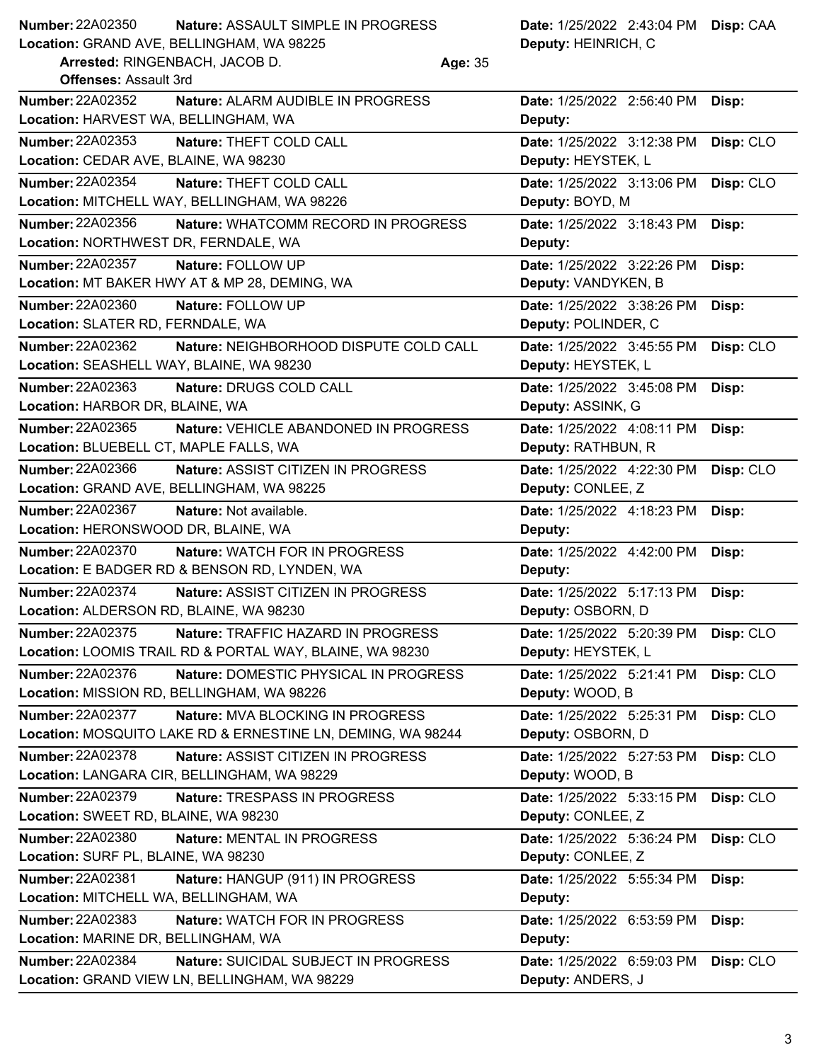**Number:** 22A02350 **Nature:** ASSAULT SIMPLE IN PROGRESS **Date:** 1/25/2022 2:43:04 PM **Disp:** CAA
**Location:** GRAND AVE, BELLINGHAM, WA 98225 **Deputy:** HEINRICH, C
**Arrested:** RINGENBACH, JACOB D. **Age:** 35
**Offenses:** Assault 3rd

---

**Number:** 22A02352 **Nature:** ALARM AUDIBLE IN PROGRESS **Date:** 1/25/2022 2:56:40 PM **Disp:**
**Location:** HARVEST WA, BELLINGHAM, WA **Deputy:**

---

**Number:** 22A02353 **Nature:** THEFT COLD CALL **Date:** 1/25/2022 3:12:38 PM **Disp:** CLO
**Location:** CEDAR AVE, BLAINE, WA 98230 **Deputy:** HEYSTEK, L

---

**Number:** 22A02354 **Nature:** THEFT COLD CALL **Date:** 1/25/2022 3:13:06 PM **Disp:** CLO
**Location:** MITCHELL WAY, BELLINGHAM, WA 98226 **Deputy:** BOYD, M

---

**Number:** 22A02356 **Nature:** WHATCOMM RECORD IN PROGRESS **Date:** 1/25/2022 3:18:43 PM **Disp:**
**Location:** NORTHWEST DR, FERNDALE, WA **Deputy:**

---

**Number:** 22A02357 **Nature:** FOLLOW UP **Date:** 1/25/2022 3:22:26 PM **Disp:**
**Location:** MT BAKER HWY AT & MP 28, DEMING, WA **Deputy:** VANDYKEN, B

---

**Number:** 22A02360 **Nature:** FOLLOW UP **Date:** 1/25/2022 3:38:26 PM **Disp:**
**Location:** SLATER RD, FERNDALE, WA **Deputy:** POLINDER, C

---

**Number:** 22A02362 **Nature:** NEIGHBORHOOD DISPUTE COLD CALL **Date:** 1/25/2022 3:45:55 PM **Disp:** CLO
**Location:** SEASHELL WAY, BLAINE, WA 98230 **Deputy:** HEYSTEK, L

---

**Number:** 22A02363 **Nature:** DRUGS COLD CALL **Date:** 1/25/2022 3:45:08 PM **Disp:**
**Location:** HARBOR DR, BLAINE, WA **Deputy:** ASSINK, G

---

**Number:** 22A02365 **Nature:** VEHICLE ABANDONED IN PROGRESS **Date:** 1/25/2022 4:08:11 PM **Disp:**
**Location:** BLUEBELL CT, MAPLE FALLS, WA **Deputy:** RATHBUN, R

---

**Number:** 22A02366 **Nature:** ASSIST CITIZEN IN PROGRESS **Date:** 1/25/2022 4:22:30 PM **Disp:** CLO
**Location:** GRAND AVE, BELLINGHAM, WA 98225 **Deputy:** CONLEE, Z

---

**Number:** 22A02367 **Nature:** Not available. **Date:** 1/25/2022 4:18:23 PM **Disp:**
**Location:** HERONSWOOD DR, BLAINE, WA **Deputy:**

---

**Number:** 22A02370 **Nature:** WATCH FOR IN PROGRESS **Date:** 1/25/2022 4:42:00 PM **Disp:**
**Location:** E BADGER RD & BENSON RD, LYNDEN, WA **Deputy:**

---

**Number:** 22A02374 **Nature:** ASSIST CITIZEN IN PROGRESS **Date:** 1/25/2022 5:17:13 PM **Disp:**
**Location:** ALDERSON RD, BLAINE, WA 98230 **Deputy:** OSBORN, D

---

**Number:** 22A02375 **Nature:** TRAFFIC HAZARD IN PROGRESS **Date:** 1/25/2022 5:20:39 PM **Disp:** CLO
**Location:** LOOMIS TRAIL RD & PORTAL WAY, BLAINE, WA 98230 **Deputy:** HEYSTEK, L

---

**Number:** 22A02376 **Nature:** DOMESTIC PHYSICAL IN PROGRESS **Date:** 1/25/2022 5:21:41 PM **Disp:** CLO
**Location:** MISSION RD, BELLINGHAM, WA 98226 **Deputy:** WOOD, B

---

**Number:** 22A02377 **Nature:** MVA BLOCKING IN PROGRESS **Date:** 1/25/2022 5:25:31 PM **Disp:** CLO
**Location:** MOSQUITO LAKE RD & ERNESTINE LN, DEMING, WA 98244 **Deputy:** OSBORN, D

---

**Number:** 22A02378 **Nature:** ASSIST CITIZEN IN PROGRESS **Date:** 1/25/2022 5:27:53 PM **Disp:** CLO
**Location:** LANGARA CIR, BELLINGHAM, WA 98229 **Deputy:** WOOD, B

---

**Number:** 22A02379 **Nature:** TRESPASS IN PROGRESS **Date:** 1/25/2022 5:33:15 PM **Disp:** CLO
**Location:** SWEET RD, BLAINE, WA 98230 **Deputy:** CONLEE, Z

---

**Number:** 22A02380 **Nature:** MENTAL IN PROGRESS **Date:** 1/25/2022 5:36:24 PM **Disp:** CLO
**Location:** SURF PL, BLAINE, WA 98230 **Deputy:** CONLEE, Z

---

**Number:** 22A02381 **Nature:** HANGUP (911) IN PROGRESS **Date:** 1/25/2022 5:55:34 PM **Disp:**
**Location:** MITCHELL WA, BELLINGHAM, WA **Deputy:**

---

**Number:** 22A02383 **Nature:** WATCH FOR IN PROGRESS **Date:** 1/25/2022 6:53:59 PM **Disp:**
**Location:** MARINE DR, BELLINGHAM, WA **Deputy:**

---

**Number:** 22A02384 **Nature:** SUICIDAL SUBJECT IN PROGRESS **Date:** 1/25/2022 6:59:03 PM **Disp:** CLO
**Location:** GRAND VIEW LN, BELLINGHAM, WA 98229 **Deputy:** ANDERS, J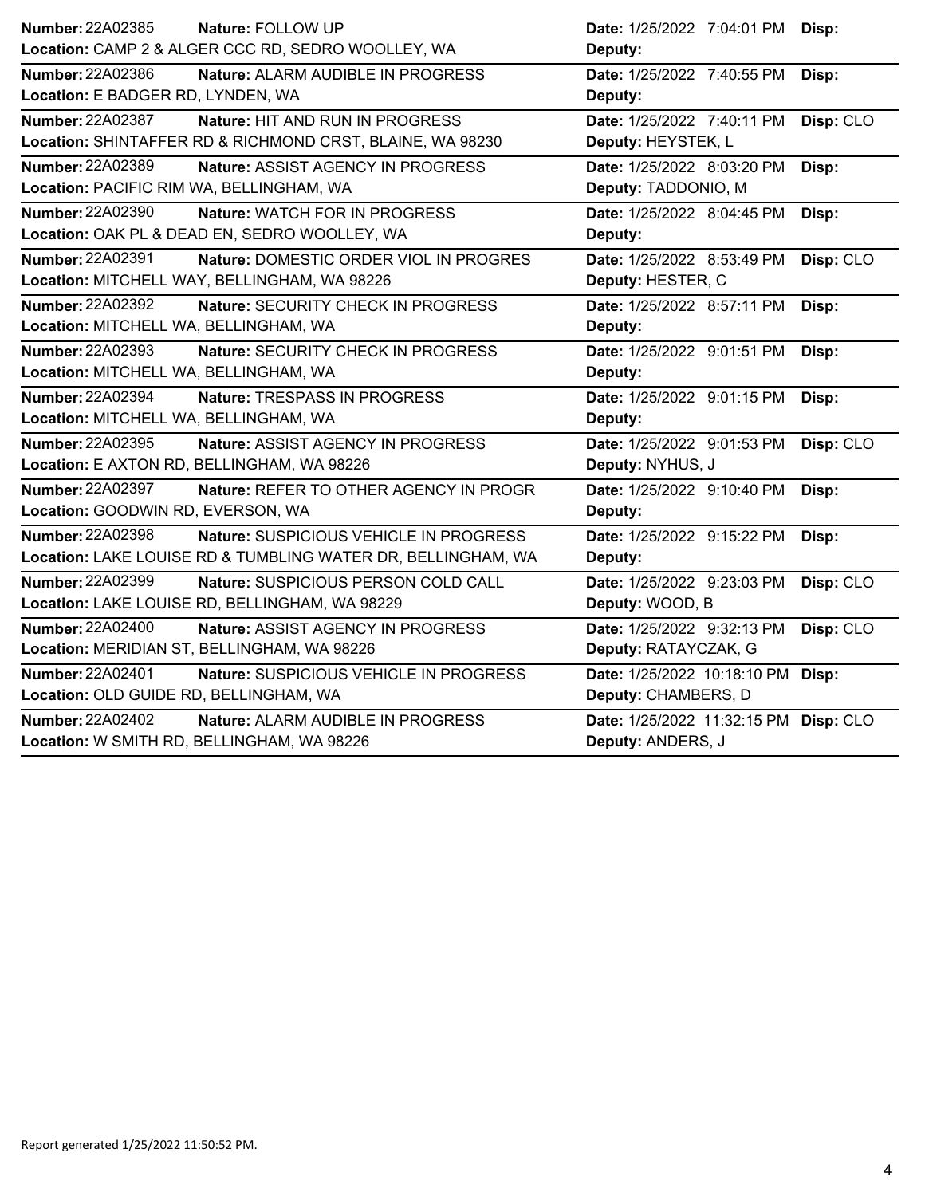| Number | Nature | Location | Date | Deputy | Disp |
| --- | --- | --- | --- | --- | --- |
| 22A02385 | FOLLOW UP | CAMP 2 & ALGER CCC RD, SEDRO WOOLLEY, WA | 1/25/2022 7:04:01 PM | | |
| 22A02386 | ALARM AUDIBLE IN PROGRESS | E BADGER RD, LYNDEN, WA | 1/25/2022 7:40:55 PM | | |
| 22A02387 | HIT AND RUN IN PROGRESS | SHINTAFFER RD & RICHMOND CRST, BLAINE, WA 98230 | 1/25/2022 7:40:11 PM | HEYSTEK, L | CLO |
| 22A02389 | ASSIST AGENCY IN PROGRESS | PACIFIC RIM WA, BELLINGHAM, WA | 1/25/2022 8:03:20 PM | TADDONIO, M | |
| 22A02390 | WATCH FOR IN PROGRESS | OAK PL & DEAD EN, SEDRO WOOLLEY, WA | 1/25/2022 8:04:45 PM | | |
| 22A02391 | DOMESTIC ORDER VIOL IN PROGRES | MITCHELL WAY, BELLINGHAM, WA 98226 | 1/25/2022 8:53:49 PM | HESTER, C | CLO |
| 22A02392 | SECURITY CHECK IN PROGRESS | MITCHELL WA, BELLINGHAM, WA | 1/25/2022 8:57:11 PM | | |
| 22A02393 | SECURITY CHECK IN PROGRESS | MITCHELL WA, BELLINGHAM, WA | 1/25/2022 9:01:51 PM | | |
| 22A02394 | TRESPASS IN PROGRESS | MITCHELL WA, BELLINGHAM, WA | 1/25/2022 9:01:15 PM | | |
| 22A02395 | ASSIST AGENCY IN PROGRESS | E AXTON RD, BELLINGHAM, WA 98226 | 1/25/2022 9:01:53 PM | NYHUS, J | CLO |
| 22A02397 | REFER TO OTHER AGENCY IN PROGR | GOODWIN RD, EVERSON, WA | 1/25/2022 9:10:40 PM | | |
| 22A02398 | SUSPICIOUS VEHICLE IN PROGRESS | LAKE LOUISE RD & TUMBLING WATER DR, BELLINGHAM, WA | 1/25/2022 9:15:22 PM | | |
| 22A02399 | SUSPICIOUS PERSON COLD CALL | LAKE LOUISE RD, BELLINGHAM, WA 98229 | 1/25/2022 9:23:03 PM | WOOD, B | CLO |
| 22A02400 | ASSIST AGENCY IN PROGRESS | MERIDIAN ST, BELLINGHAM, WA 98226 | 1/25/2022 9:32:13 PM | RATAYCZAK, G | CLO |
| 22A02401 | SUSPICIOUS VEHICLE IN PROGRESS | OLD GUIDE RD, BELLINGHAM, WA | 1/25/2022 10:18:10 PM | CHAMBERS, D | |
| 22A02402 | ALARM AUDIBLE IN PROGRESS | W SMITH RD, BELLINGHAM, WA 98226 | 1/25/2022 11:32:15 PM | ANDERS, J | CLO |

Report generated 1/25/2022 11:50:52 PM.